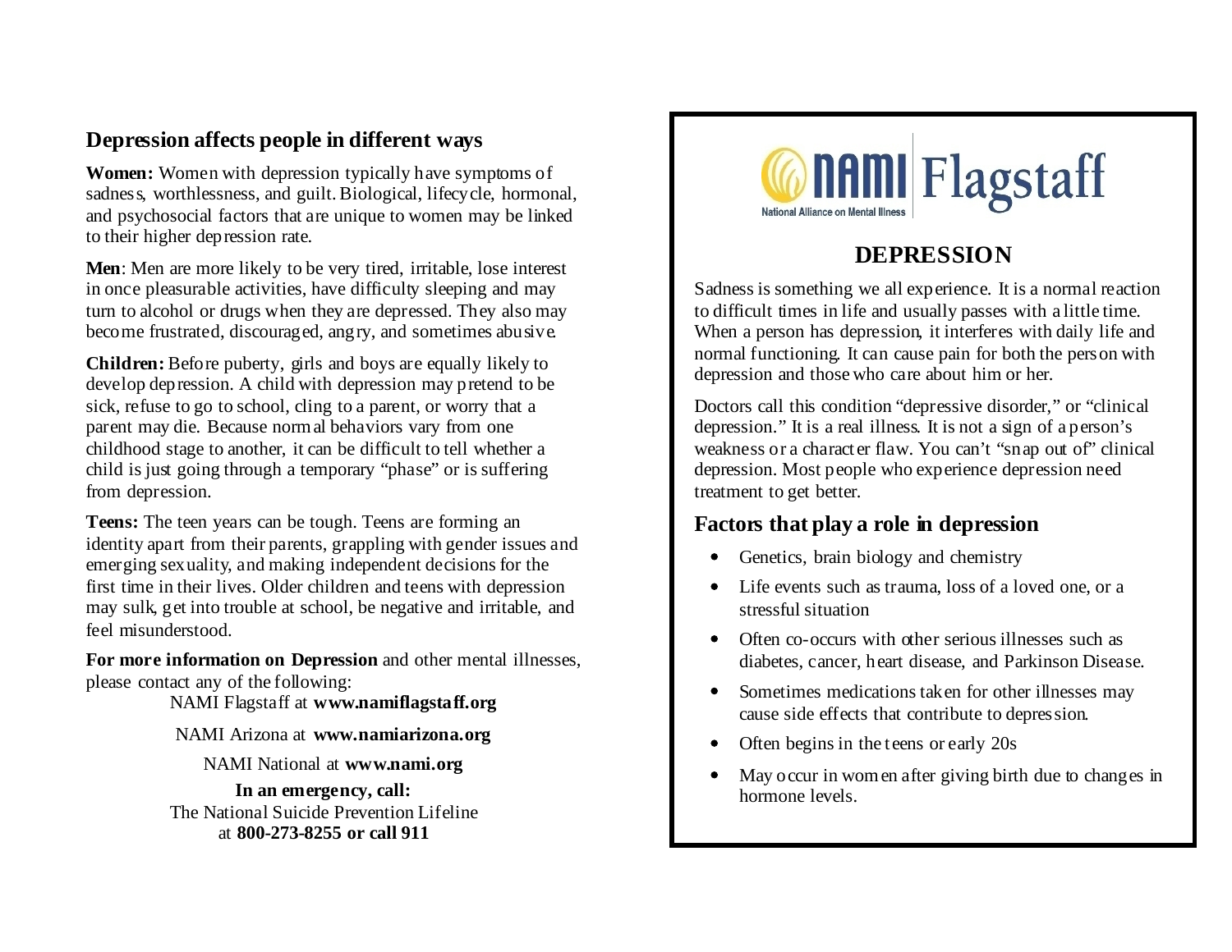## Depression affects people in different ways

**Women:** Women with depression typically have symptoms of sadness, worthlessness, and guilt. Biological, lifecycle, hormonal, and psychosocial factors that are unique to women may be linked to their higher depression rate.

**Men**: Men are more likely to be very tired, irritable, lose interest in once pleasurable activities, have difficulty sleeping and may turn to alcohol or drugs when they are depressed. They also may become frustrated, discouraged, angry, and sometimes abusive.

**Children:** Before puberty, girls and boys are equally likely to develop depression. A child with depression may pretend to be sick, refuse to go to school, cling to a parent, or worry that a parent may die. Because normal behaviors vary from one childhood stage to another, it can be difficult to tell whether a child is just going through a temporary "phase" or is suffering from depression.

**Teens:** The teen years can be tough. Teens are forming an identity apart from their parents, grappling with gender issues and emerging sexuality, and making independent decisions for the first time in their lives. Older children and teens with depression may sulk, get into trouble at school, be negative and irritable, and feel misunderstood.

**For more information on Depression** and other mental illnesses, please contact any of the following:

NAMI Flagstaff at **www.namiflagstaff.org**

NAMI Arizona at **www.namiarizona.org**

NAMI National at **www.nami.org**

**In an emergency, call:**
The National Suicide Prevention Lifeline at **800-273-8255 or call 911**

NAMI Flagstaff
National Alliance on Mental Illness

# DEPRESSION

Sadness is something we all experience. It is a normal reaction to difficult times in life and usually passes with a little time. When a person has depression, it interferes with daily life and normal functioning. It can cause pain for both the person with depression and those who care about him or her.

Doctors call this condition "depressive disorder," or "clinical depression." It is a real illness. It is not a sign of a person's weakness or a character flaw. You can't "snap out of" clinical depression. Most people who experience depression need treatment to get better.

## Factors that play a role in depression

- Genetics, brain biology and chemistry
- Life events such as trauma, loss of a loved one, or a stressful situation
- Often co-occurs with other serious illnesses such as diabetes, cancer, heart disease, and Parkinson Disease.
- Sometimes medications taken for other illnesses may cause side effects that contribute to depression.
- Often begins in the teens or early 20s
- May occur in women after giving birth due to changes in hormone levels.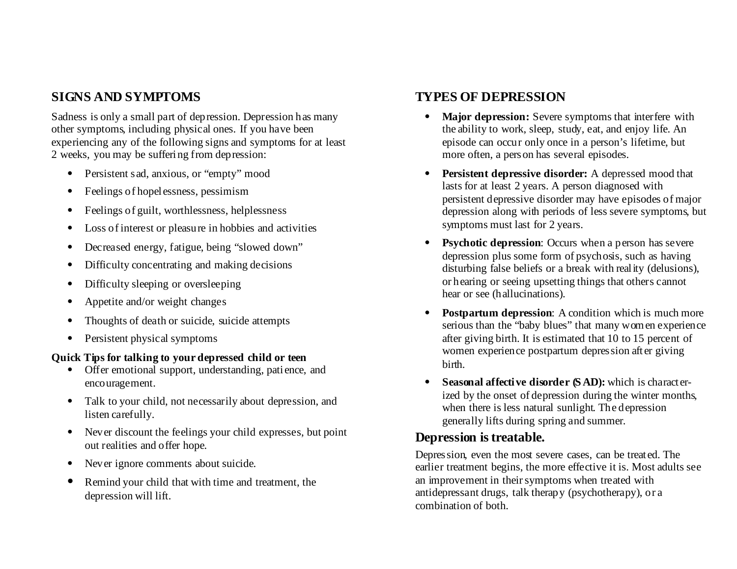## SIGNS AND SYMPTOMS

Sadness is only a small part of depression. Depression has many other symptoms, including physical ones. If you have been experiencing any of the following signs and symptoms for at least 2 weeks, you may be suffering from depression:

- Persistent sad, anxious, or "empty" mood
- Feelings of hopelessness, pessimism
- Feelings of guilt, worthlessness, helplessness
- Loss of interest or pleasure in hobbies and activities
- Decreased energy, fatigue, being "slowed down"
- Difficulty concentrating and making decisions
- Difficulty sleeping or oversleeping
- Appetite and/or weight changes
- Thoughts of death or suicide, suicide attempts
- Persistent physical symptoms

**Quick Tips for talking to your depressed child or teen**

- Offer emotional support, understanding, patience, and encouragement.
- Talk to your child, not necessarily about depression, and listen carefully.
- Never discount the feelings your child expresses, but point out realities and offer hope.
- Never ignore comments about suicide.
- Remind your child that with time and treatment, the depression will lift.

## TYPES OF DEPRESSION

- **Major depression:** Severe symptoms that interfere with the ability to work, sleep, study, eat, and enjoy life. An episode can occur only once in a person's lifetime, but more often, a person has several episodes.
- **Persistent depressive disorder:** A depressed mood that lasts for at least 2 years. A person diagnosed with persistent depressive disorder may have episodes of major depression along with periods of less severe symptoms, but symptoms must last for 2 years.
- **Psychotic depression**: Occurs when a person has severe depression plus some form of psychosis, such as having disturbing false beliefs or a break with reality (delusions), or hearing or seeing upsetting things that others cannot hear or see (hallucinations).
- **Postpartum depression**: A condition which is much more serious than the "baby blues" that many women experience after giving birth. It is estimated that 10 to 15 percent of women experience postpartum depression after giving birth.
- **Seasonal affective disorder (SAD):** which is characterized by the onset of depression during the winter months, when there is less natural sunlight. The depression generally lifts during spring and summer.

## Depression is treatable.

Depression, even the most severe cases, can be treated. The earlier treatment begins, the more effective it is. Most adults see an improvement in their symptoms when treated with antidepressant drugs, talk therapy (psychotherapy), or a combination of both.